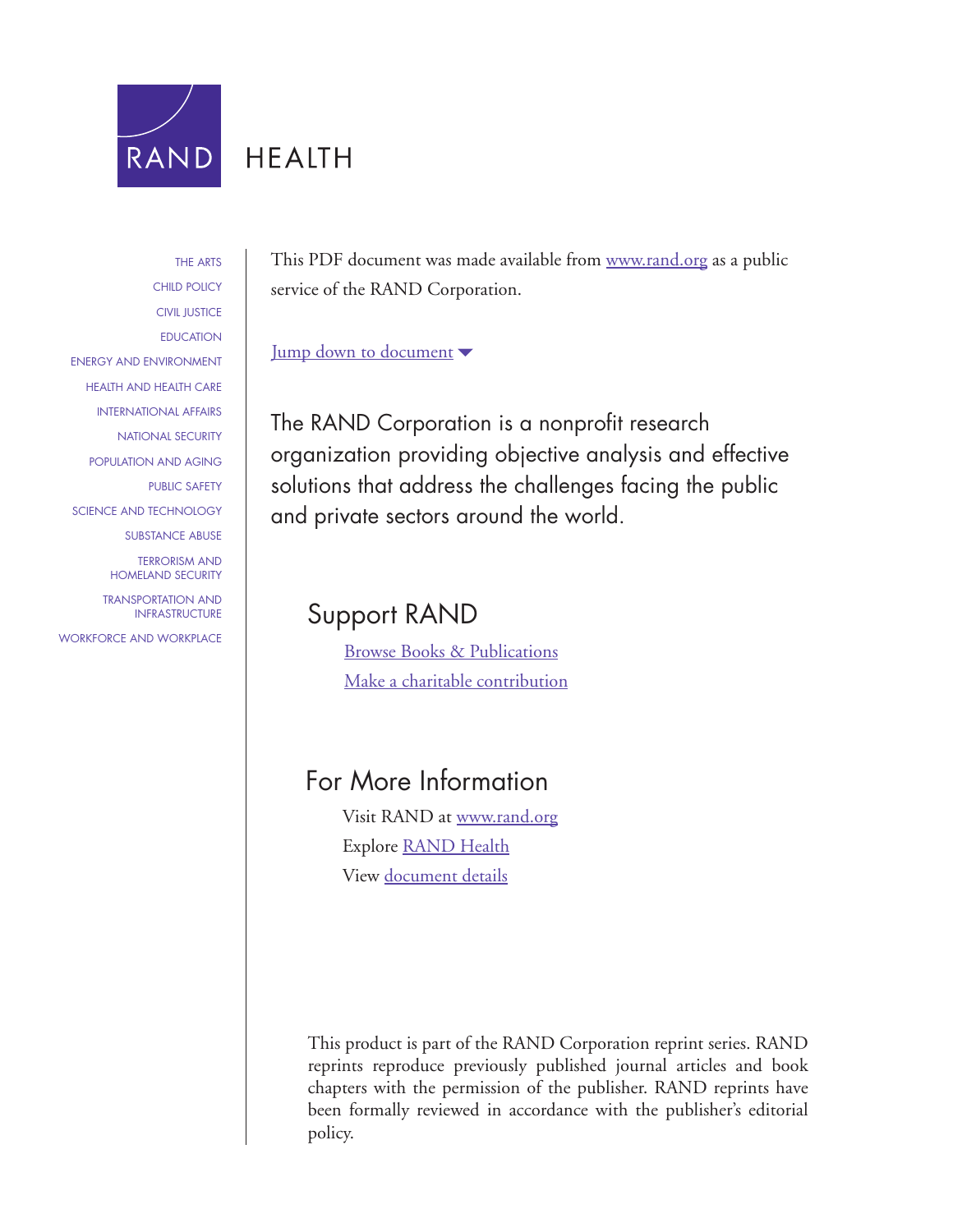RAND

HEALTH

- THE ARTS
- CHILD POLICY
- CIVIL JUSTICE
- EDUCATION
- ENERGY AND ENVIRONMENT
- HEALTH AND HEALTH CARE
- INTERNATIONAL AFFAIRS
- NATIONAL SECURITY
- POPULATION AND AGING
- PUBLIC SAFETY
- SCIENCE AND TECHNOLOGY
- SUBSTANCE ABUSE
- TERRORISM AND HOMELAND SECURITY
- TRANSPORTATION AND INFRASTRUCTURE
- WORKFORCE AND WORKPLACE

This PDF document was made available from www.rand.org as a public service of the RAND Corporation.

Jump down to document

The RAND Corporation is a nonprofit research organization providing objective analysis and effective solutions that address the challenges facing the public and private sectors around the world.

## Support RAND

Browse Books & Publications

Make a charitable contribution

## For More Information

Visit RAND at www.rand.org

Explore RAND Health

View document details

This product is part of the RAND Corporation reprint series. RAND reprints reproduce previously published journal articles and book chapters with the permission of the publisher. RAND reprints have been formally reviewed in accordance with the publisher's editorial policy.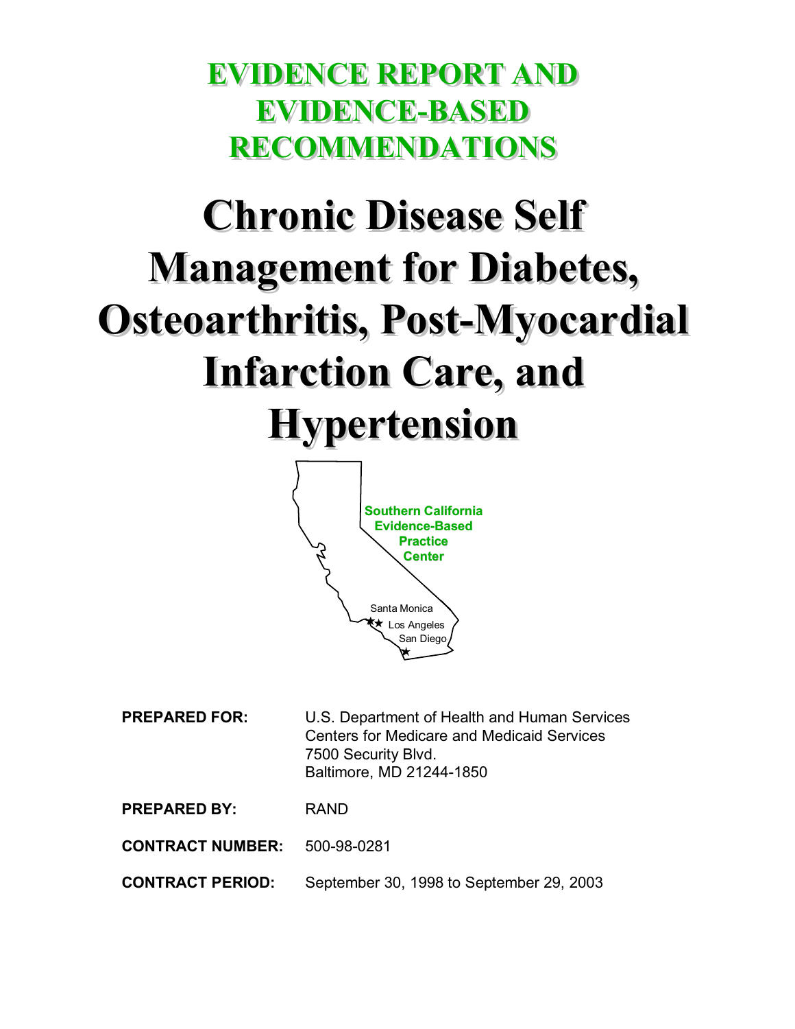# EVIDENCE REPORT AND EVIDENCE-BASED RECOMMENDATIONS

# Chronic Disease Self Management for Diabetes, Osteoarthritis, Post-Myocardial Infarction Care, and Hypertension

Southern California Evidence-Based Practice Center

Santa Monica

Los Angeles

San Diego

**PREPARED FOR:** U.S. Department of Health and Human Services
Centers for Medicare and Medicaid Services
7500 Security Blvd.
Baltimore, MD 21244-1850

**PREPARED BY:** RAND

**CONTRACT NUMBER:** 500-98-0281

**CONTRACT PERIOD:** September 30, 1998 to September 29, 2003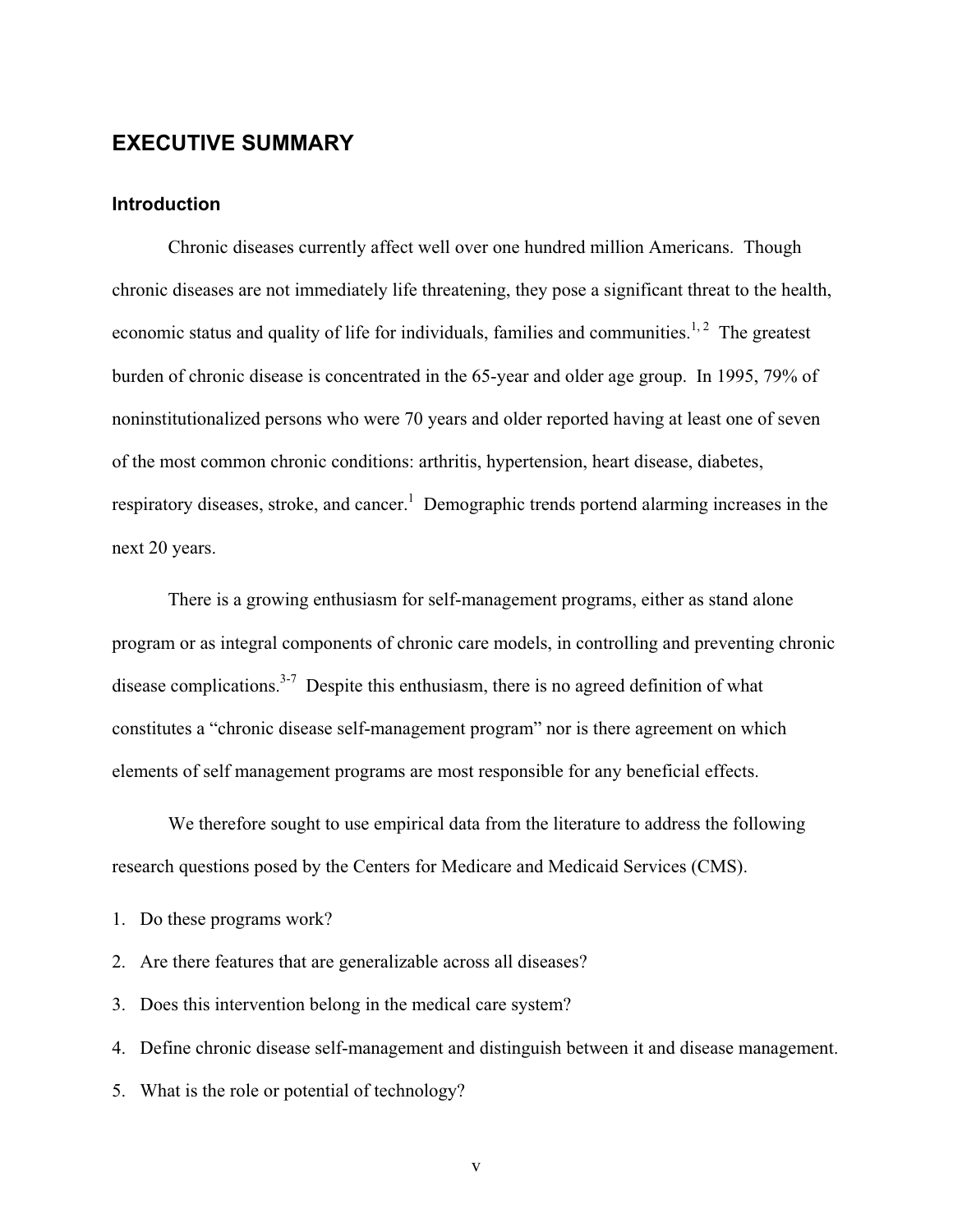# EXECUTIVE SUMMARY

## Introduction

Chronic diseases currently affect well over one hundred million Americans. Though chronic diseases are not immediately life threatening, they pose a significant threat to the health, economic status and quality of life for individuals, families and communities.[1, 2] The greatest burden of chronic disease is concentrated in the 65-year and older age group. In 1995, 79% of noninstitutionalized persons who were 70 years and older reported having at least one of seven of the most common chronic conditions: arthritis, hypertension, heart disease, diabetes, respiratory diseases, stroke, and cancer.[1] Demographic trends portend alarming increases in the next 20 years.

There is a growing enthusiasm for self-management programs, either as stand alone program or as integral components of chronic care models, in controlling and preventing chronic disease complications.[3-7] Despite this enthusiasm, there is no agreed definition of what constitutes a "chronic disease self-management program" nor is there agreement on which elements of self management programs are most responsible for any beneficial effects.

We therefore sought to use empirical data from the literature to address the following research questions posed by the Centers for Medicare and Medicaid Services (CMS).

1. Do these programs work?
2. Are there features that are generalizable across all diseases?
3. Does this intervention belong in the medical care system?
4. Define chronic disease self-management and distinguish between it and disease management.
5. What is the role or potential of technology?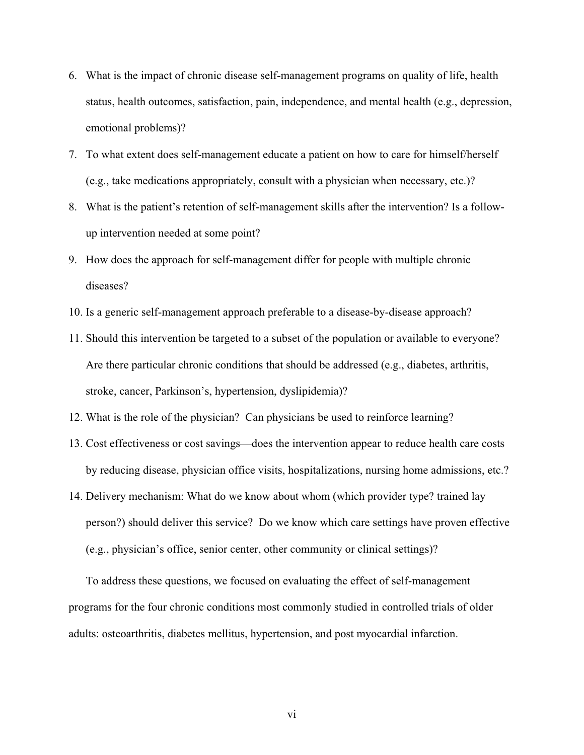6. What is the impact of chronic disease self-management programs on quality of life, health status, health outcomes, satisfaction, pain, independence, and mental health (e.g., depression, emotional problems)?
7. To what extent does self-management educate a patient on how to care for himself/herself (e.g., take medications appropriately, consult with a physician when necessary, etc.)?
8. What is the patient's retention of self-management skills after the intervention? Is a follow-up intervention needed at some point?
9. How does the approach for self-management differ for people with multiple chronic diseases?
10. Is a generic self-management approach preferable to a disease-by-disease approach?
11. Should this intervention be targeted to a subset of the population or available to everyone? Are there particular chronic conditions that should be addressed (e.g., diabetes, arthritis, stroke, cancer, Parkinson's, hypertension, dyslipidemia)?
12. What is the role of the physician? Can physicians be used to reinforce learning?
13. Cost effectiveness or cost savings—does the intervention appear to reduce health care costs by reducing disease, physician office visits, hospitalizations, nursing home admissions, etc.?
14. Delivery mechanism: What do we know about whom (which provider type? trained lay person?) should deliver this service? Do we know which care settings have proven effective (e.g., physician's office, senior center, other community or clinical settings)?

To address these questions, we focused on evaluating the effect of self-management programs for the four chronic conditions most commonly studied in controlled trials of older adults: osteoarthritis, diabetes mellitus, hypertension, and post myocardial infarction.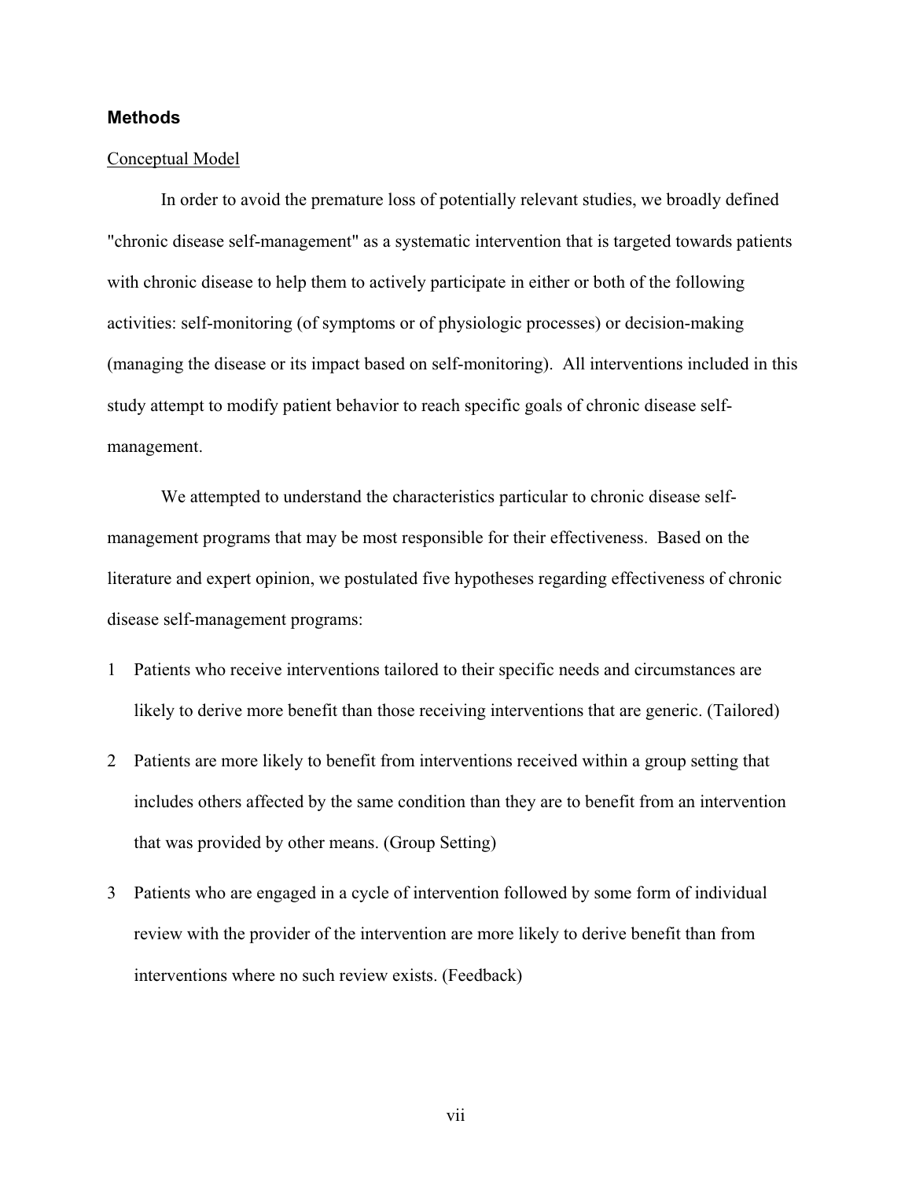## Methods

### Conceptual Model

In order to avoid the premature loss of potentially relevant studies, we broadly defined "chronic disease self-management" as a systematic intervention that is targeted towards patients with chronic disease to help them to actively participate in either or both of the following activities: self-monitoring (of symptoms or of physiologic processes) or decision-making (managing the disease or its impact based on self-monitoring). All interventions included in this study attempt to modify patient behavior to reach specific goals of chronic disease self-management.

We attempted to understand the characteristics particular to chronic disease self-management programs that may be most responsible for their effectiveness. Based on the literature and expert opinion, we postulated five hypotheses regarding effectiveness of chronic disease self-management programs:

1. Patients who receive interventions tailored to their specific needs and circumstances are likely to derive more benefit than those receiving interventions that are generic. (Tailored)
2. Patients are more likely to benefit from interventions received within a group setting that includes others affected by the same condition than they are to benefit from an intervention that was provided by other means. (Group Setting)
3. Patients who are engaged in a cycle of intervention followed by some form of individual review with the provider of the intervention are more likely to derive benefit than from interventions where no such review exists. (Feedback)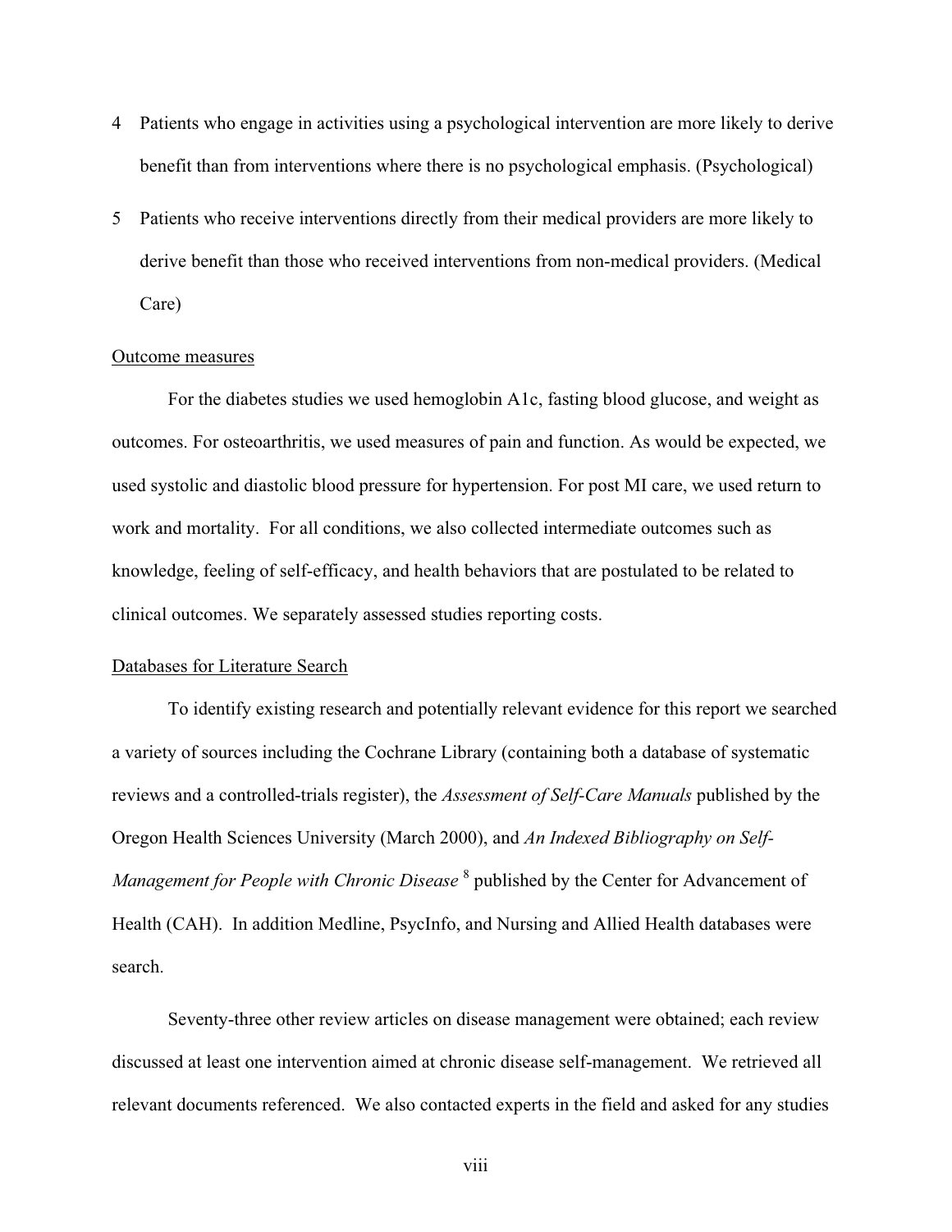4. Patients who engage in activities using a psychological intervention are more likely to derive benefit than from interventions where there is no psychological emphasis. (Psychological)
5. Patients who receive interventions directly from their medical providers are more likely to derive benefit than those who received interventions from non-medical providers. (Medical Care)

Outcome measures

For the diabetes studies we used hemoglobin A1c, fasting blood glucose, and weight as outcomes. For osteoarthritis, we used measures of pain and function. As would be expected, we used systolic and diastolic blood pressure for hypertension. For post MI care, we used return to work and mortality. For all conditions, we also collected intermediate outcomes such as knowledge, feeling of self-efficacy, and health behaviors that are postulated to be related to clinical outcomes. We separately assessed studies reporting costs.

Databases for Literature Search

To identify existing research and potentially relevant evidence for this report we searched a variety of sources including the Cochrane Library (containing both a database of systematic reviews and a controlled-trials register), the *Assessment of Self-Care Manuals* published by the Oregon Health Sciences University (March 2000), and *An Indexed Bibliography on Self-Management for People with Chronic Disease* [8] published by the Center for Advancement of Health (CAH). In addition Medline, PsycInfo, and Nursing and Allied Health databases were search.

Seventy-three other review articles on disease management were obtained; each review discussed at least one intervention aimed at chronic disease self-management. We retrieved all relevant documents referenced. We also contacted experts in the field and asked for any studies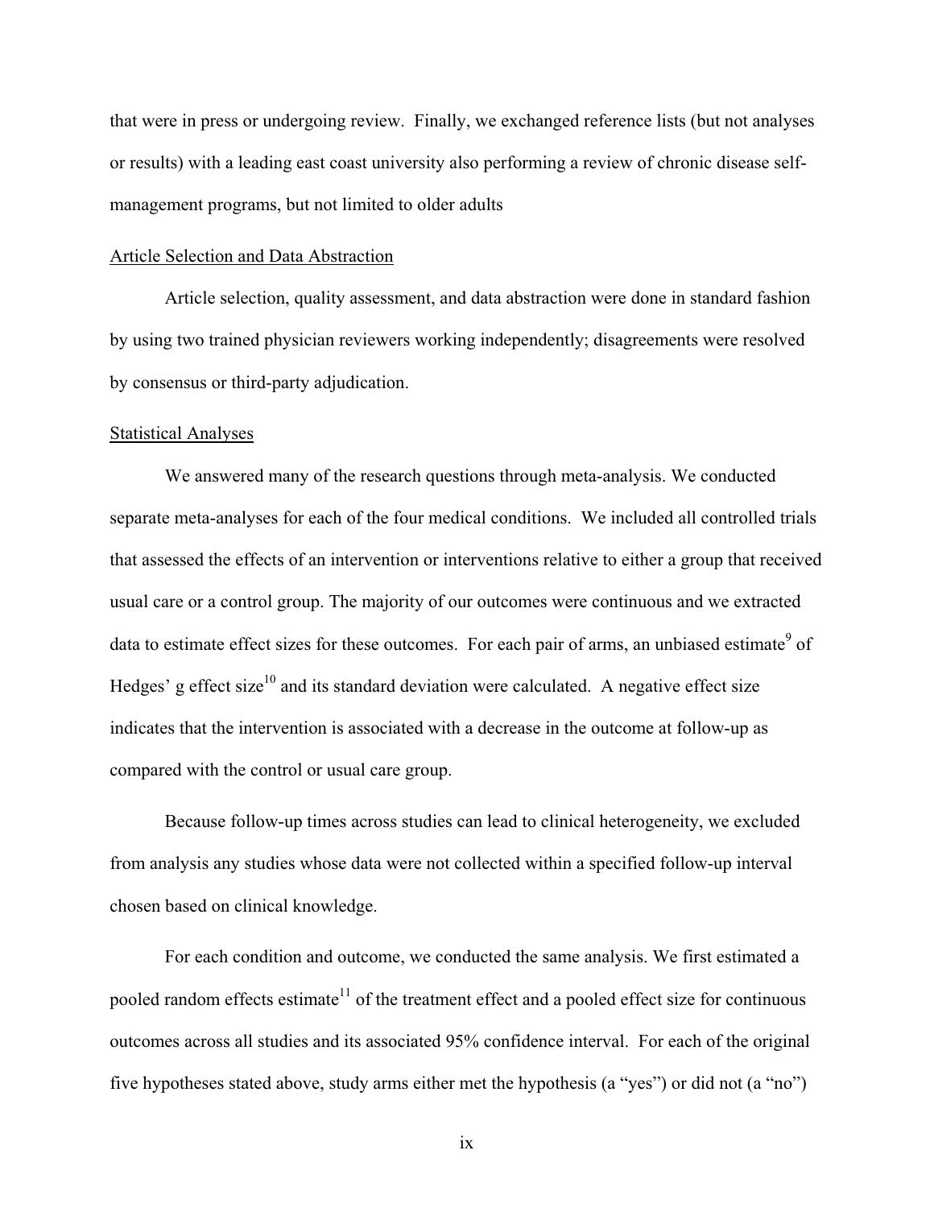that were in press or undergoing review. Finally, we exchanged reference lists (but not analyses or results) with a leading east coast university also performing a review of chronic disease self-management programs, but not limited to older adults

### Article Selection and Data Abstraction

Article selection, quality assessment, and data abstraction were done in standard fashion by using two trained physician reviewers working independently; disagreements were resolved by consensus or third-party adjudication.

### Statistical Analyses

We answered many of the research questions through meta-analysis. We conducted separate meta-analyses for each of the four medical conditions. We included all controlled trials that assessed the effects of an intervention or interventions relative to either a group that received usual care or a control group. The majority of our outcomes were continuous and we extracted data to estimate effect sizes for these outcomes. For each pair of arms, an unbiased estimate[9] of Hedges' g effect size[10] and its standard deviation were calculated. A negative effect size indicates that the intervention is associated with a decrease in the outcome at follow-up as compared with the control or usual care group.

Because follow-up times across studies can lead to clinical heterogeneity, we excluded from analysis any studies whose data were not collected within a specified follow-up interval chosen based on clinical knowledge.

For each condition and outcome, we conducted the same analysis. We first estimated a pooled random effects estimate[11] of the treatment effect and a pooled effect size for continuous outcomes across all studies and its associated 95% confidence interval. For each of the original five hypotheses stated above, study arms either met the hypothesis (a "yes") or did not (a "no")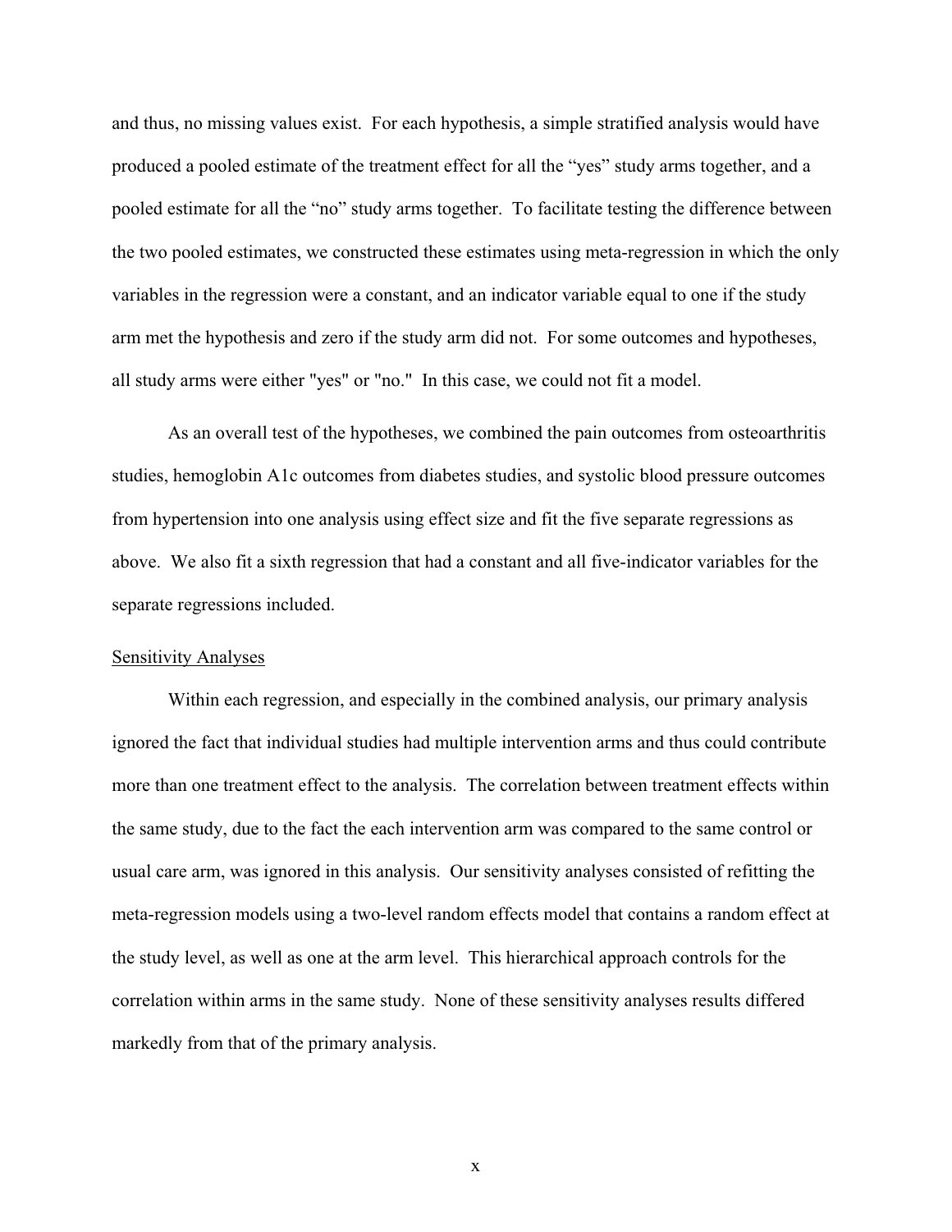and thus, no missing values exist. For each hypothesis, a simple stratified analysis would have produced a pooled estimate of the treatment effect for all the "yes" study arms together, and a pooled estimate for all the "no" study arms together. To facilitate testing the difference between the two pooled estimates, we constructed these estimates using meta-regression in which the only variables in the regression were a constant, and an indicator variable equal to one if the study arm met the hypothesis and zero if the study arm did not. For some outcomes and hypotheses, all study arms were either "yes" or "no." In this case, we could not fit a model.

As an overall test of the hypotheses, we combined the pain outcomes from osteoarthritis studies, hemoglobin A1c outcomes from diabetes studies, and systolic blood pressure outcomes from hypertension into one analysis using effect size and fit the five separate regressions as above. We also fit a sixth regression that had a constant and all five-indicator variables for the separate regressions included.

<u>Sensitivity Analyses</u>

Within each regression, and especially in the combined analysis, our primary analysis ignored the fact that individual studies had multiple intervention arms and thus could contribute more than one treatment effect to the analysis. The correlation between treatment effects within the same study, due to the fact the each intervention arm was compared to the same control or usual care arm, was ignored in this analysis. Our sensitivity analyses consisted of refitting the meta-regression models using a two-level random effects model that contains a random effect at the study level, as well as one at the arm level. This hierarchical approach controls for the correlation within arms in the same study. None of these sensitivity analyses results differed markedly from that of the primary analysis.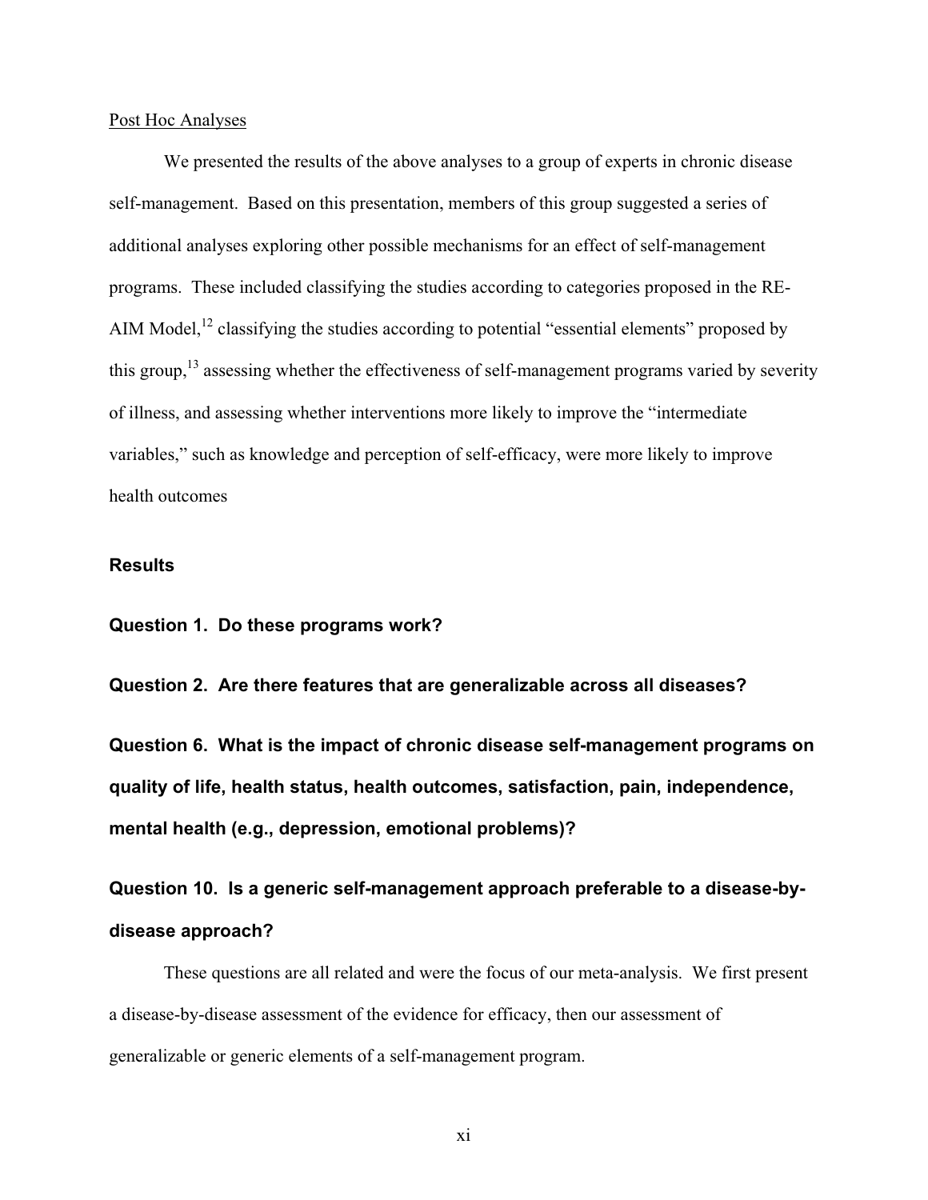Post Hoc Analyses

We presented the results of the above analyses to a group of experts in chronic disease self-management. Based on this presentation, members of this group suggested a series of additional analyses exploring other possible mechanisms for an effect of self-management programs. These included classifying the studies according to categories proposed in the RE-AIM Model,[12] classifying the studies according to potential "essential elements" proposed by this group,[13] assessing whether the effectiveness of self-management programs varied by severity of illness, and assessing whether interventions more likely to improve the "intermediate variables," such as knowledge and perception of self-efficacy, were more likely to improve health outcomes

## Results

### Question 1. Do these programs work?

### Question 2. Are there features that are generalizable across all diseases?

### Question 6. What is the impact of chronic disease self-management programs on quality of life, health status, health outcomes, satisfaction, pain, independence, mental health (e.g., depression, emotional problems)?

### Question 10. Is a generic self-management approach preferable to a disease-by-disease approach?

These questions are all related and were the focus of our meta-analysis. We first present a disease-by-disease assessment of the evidence for efficacy, then our assessment of generalizable or generic elements of a self-management program.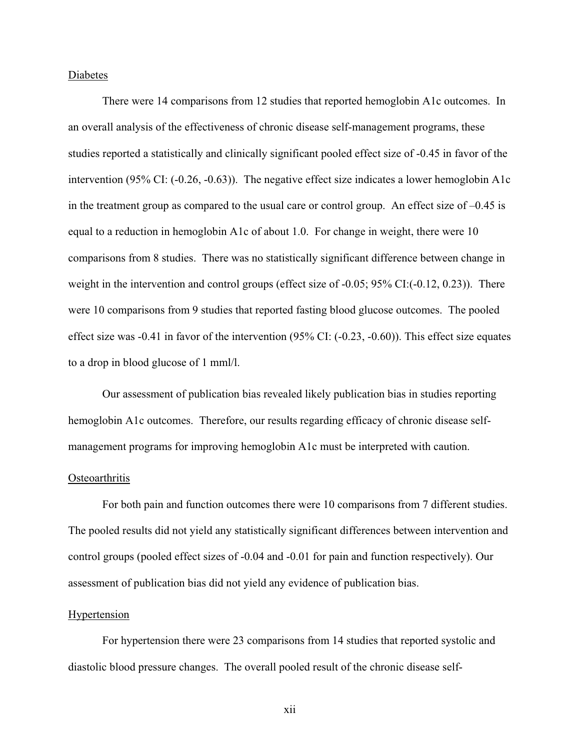Diabetes

There were 14 comparisons from 12 studies that reported hemoglobin A1c outcomes. In an overall analysis of the effectiveness of chronic disease self-management programs, these studies reported a statistically and clinically significant pooled effect size of -0.45 in favor of the intervention (95% CI: (-0.26, -0.63)). The negative effect size indicates a lower hemoglobin A1c in the treatment group as compared to the usual care or control group. An effect size of –0.45 is equal to a reduction in hemoglobin A1c of about 1.0. For change in weight, there were 10 comparisons from 8 studies. There was no statistically significant difference between change in weight in the intervention and control groups (effect size of -0.05; 95% CI:(-0.12, 0.23)). There were 10 comparisons from 9 studies that reported fasting blood glucose outcomes. The pooled effect size was -0.41 in favor of the intervention (95% CI: (-0.23, -0.60)). This effect size equates to a drop in blood glucose of 1 mml/l.

Our assessment of publication bias revealed likely publication bias in studies reporting hemoglobin A1c outcomes. Therefore, our results regarding efficacy of chronic disease self-management programs for improving hemoglobin A1c must be interpreted with caution.

Osteoarthritis

For both pain and function outcomes there were 10 comparisons from 7 different studies. The pooled results did not yield any statistically significant differences between intervention and control groups (pooled effect sizes of -0.04 and -0.01 for pain and function respectively). Our assessment of publication bias did not yield any evidence of publication bias.

Hypertension

For hypertension there were 23 comparisons from 14 studies that reported systolic and diastolic blood pressure changes. The overall pooled result of the chronic disease self-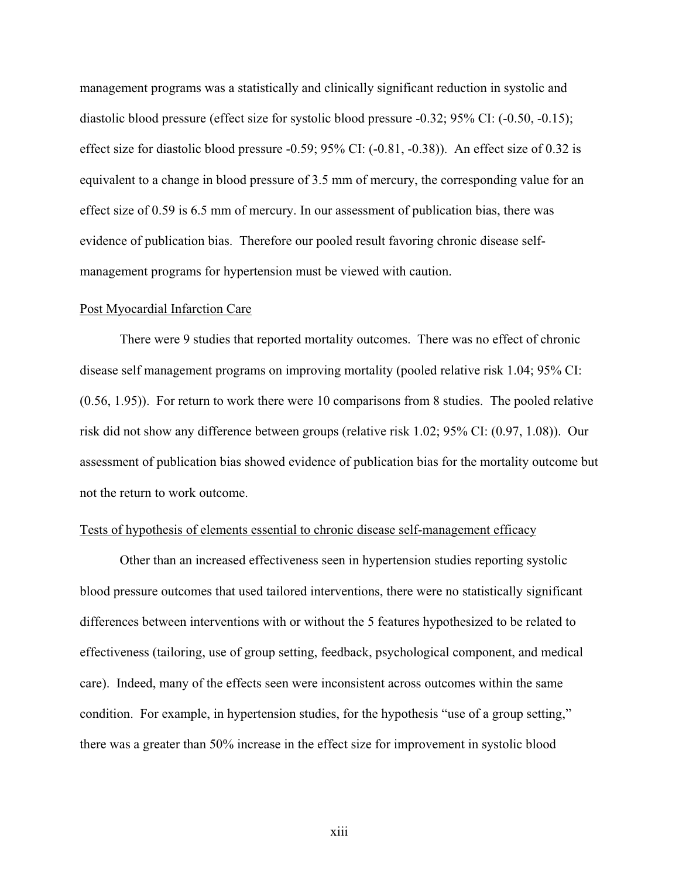management programs was a statistically and clinically significant reduction in systolic and diastolic blood pressure (effect size for systolic blood pressure -0.32; 95% CI: (-0.50, -0.15); effect size for diastolic blood pressure -0.59; 95% CI: (-0.81, -0.38)). An effect size of 0.32 is equivalent to a change in blood pressure of 3.5 mm of mercury, the corresponding value for an effect size of 0.59 is 6.5 mm of mercury. In our assessment of publication bias, there was evidence of publication bias. Therefore our pooled result favoring chronic disease self-management programs for hypertension must be viewed with caution.

Post Myocardial Infarction Care

There were 9 studies that reported mortality outcomes. There was no effect of chronic disease self management programs on improving mortality (pooled relative risk 1.04; 95% CI: (0.56, 1.95)). For return to work there were 10 comparisons from 8 studies. The pooled relative risk did not show any difference between groups (relative risk 1.02; 95% CI: (0.97, 1.08)). Our assessment of publication bias showed evidence of publication bias for the mortality outcome but not the return to work outcome.

Tests of hypothesis of elements essential to chronic disease self-management efficacy

Other than an increased effectiveness seen in hypertension studies reporting systolic blood pressure outcomes that used tailored interventions, there were no statistically significant differences between interventions with or without the 5 features hypothesized to be related to effectiveness (tailoring, use of group setting, feedback, psychological component, and medical care). Indeed, many of the effects seen were inconsistent across outcomes within the same condition. For example, in hypertension studies, for the hypothesis "use of a group setting," there was a greater than 50% increase in the effect size for improvement in systolic blood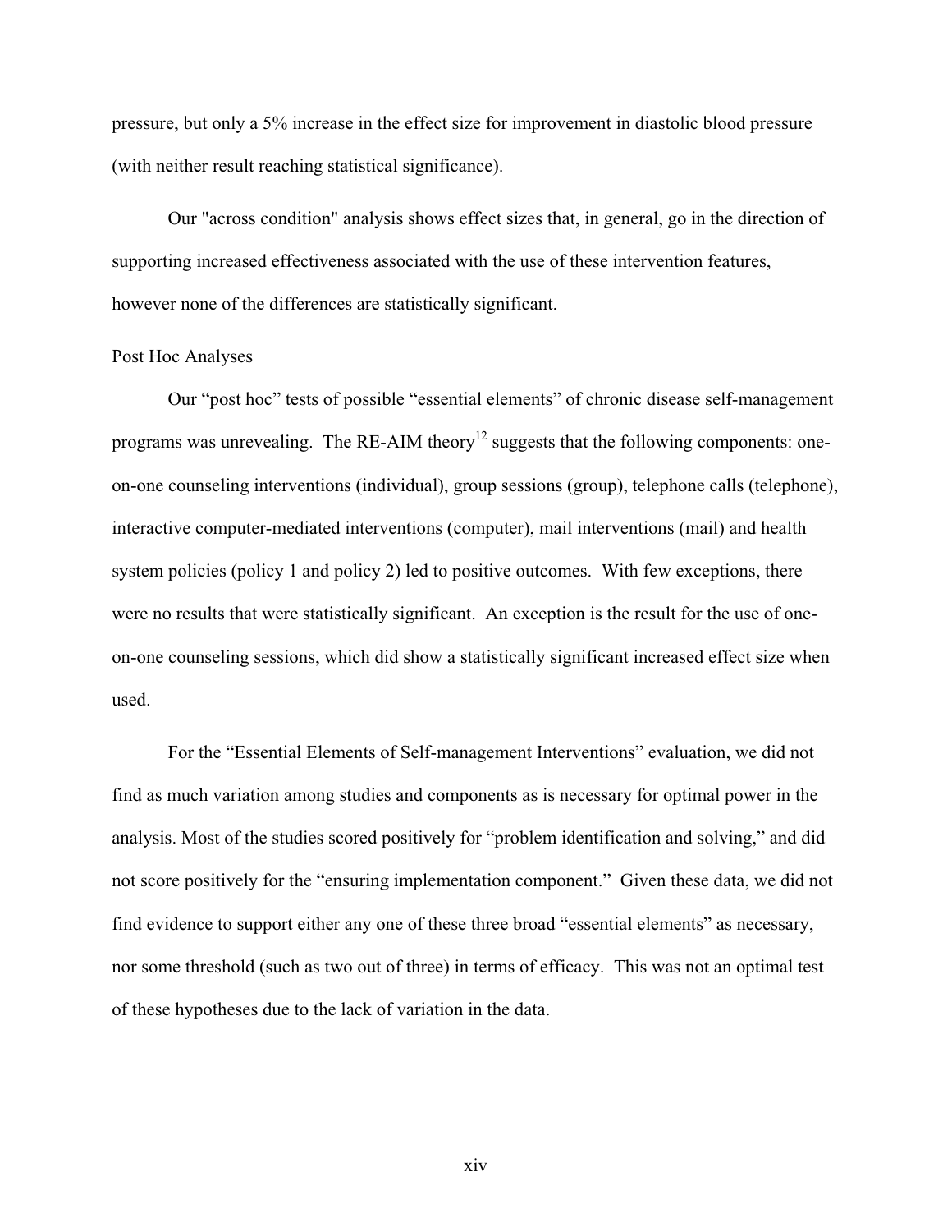pressure, but only a 5% increase in the effect size for improvement in diastolic blood pressure (with neither result reaching statistical significance).

Our "across condition" analysis shows effect sizes that, in general, go in the direction of supporting increased effectiveness associated with the use of these intervention features, however none of the differences are statistically significant.

Post Hoc Analyses

Our "post hoc" tests of possible "essential elements" of chronic disease self-management programs was unrevealing. The RE-AIM theory[12] suggests that the following components: one-on-one counseling interventions (individual), group sessions (group), telephone calls (telephone), interactive computer-mediated interventions (computer), mail interventions (mail) and health system policies (policy 1 and policy 2) led to positive outcomes. With few exceptions, there were no results that were statistically significant. An exception is the result for the use of one-on-one counseling sessions, which did show a statistically significant increased effect size when used.

For the "Essential Elements of Self-management Interventions" evaluation, we did not find as much variation among studies and components as is necessary for optimal power in the analysis. Most of the studies scored positively for "problem identification and solving," and did not score positively for the "ensuring implementation component." Given these data, we did not find evidence to support either any one of these three broad "essential elements" as necessary, nor some threshold (such as two out of three) in terms of efficacy. This was not an optimal test of these hypotheses due to the lack of variation in the data.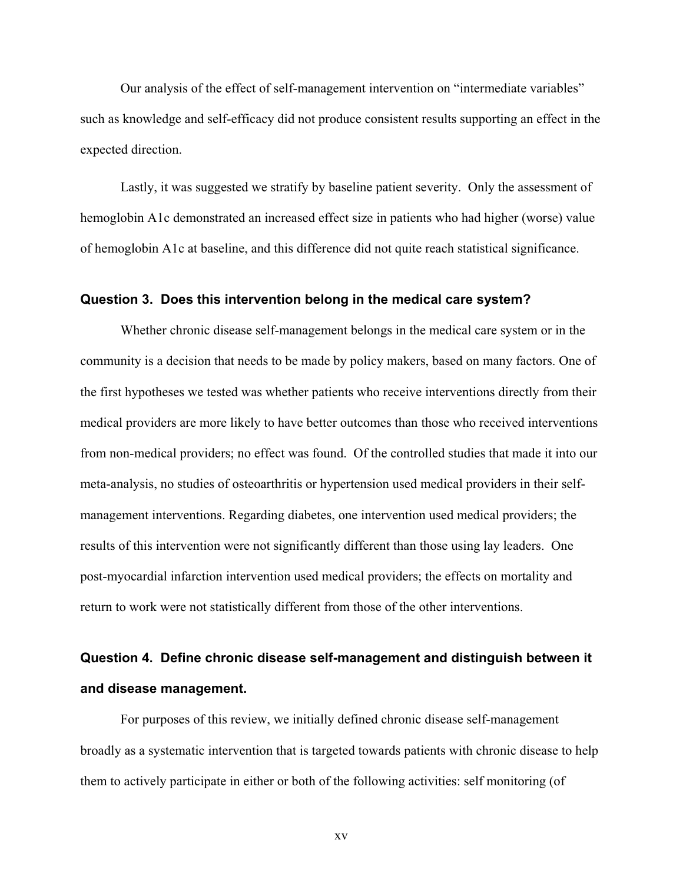Our analysis of the effect of self-management intervention on "intermediate variables" such as knowledge and self-efficacy did not produce consistent results supporting an effect in the expected direction.

Lastly, it was suggested we stratify by baseline patient severity. Only the assessment of hemoglobin A1c demonstrated an increased effect size in patients who had higher (worse) value of hemoglobin A1c at baseline, and this difference did not quite reach statistical significance.

### Question 3. Does this intervention belong in the medical care system?

Whether chronic disease self-management belongs in the medical care system or in the community is a decision that needs to be made by policy makers, based on many factors. One of the first hypotheses we tested was whether patients who receive interventions directly from their medical providers are more likely to have better outcomes than those who received interventions from non-medical providers; no effect was found. Of the controlled studies that made it into our meta-analysis, no studies of osteoarthritis or hypertension used medical providers in their self-management interventions. Regarding diabetes, one intervention used medical providers; the results of this intervention were not significantly different than those using lay leaders. One post-myocardial infarction intervention used medical providers; the effects on mortality and return to work were not statistically different from those of the other interventions.

### Question 4. Define chronic disease self-management and distinguish between it and disease management.

For purposes of this review, we initially defined chronic disease self-management broadly as a systematic intervention that is targeted towards patients with chronic disease to help them to actively participate in either or both of the following activities: self monitoring (of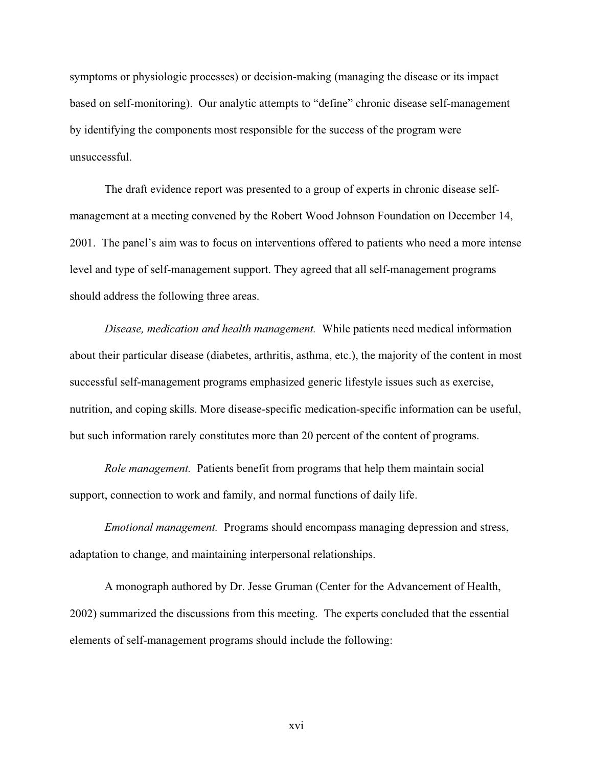symptoms or physiologic processes) or decision-making (managing the disease or its impact based on self-monitoring). Our analytic attempts to "define" chronic disease self-management by identifying the components most responsible for the success of the program were unsuccessful.

The draft evidence report was presented to a group of experts in chronic disease self-management at a meeting convened by the Robert Wood Johnson Foundation on December 14, 2001. The panel's aim was to focus on interventions offered to patients who need a more intense level and type of self-management support. They agreed that all self-management programs should address the following three areas.

*Disease, medication and health management.* While patients need medical information about their particular disease (diabetes, arthritis, asthma, etc.), the majority of the content in most successful self-management programs emphasized generic lifestyle issues such as exercise, nutrition, and coping skills. More disease-specific medication-specific information can be useful, but such information rarely constitutes more than 20 percent of the content of programs.

*Role management.* Patients benefit from programs that help them maintain social support, connection to work and family, and normal functions of daily life.

*Emotional management.* Programs should encompass managing depression and stress, adaptation to change, and maintaining interpersonal relationships.

A monograph authored by Dr. Jesse Gruman (Center for the Advancement of Health, 2002) summarized the discussions from this meeting. The experts concluded that the essential elements of self-management programs should include the following: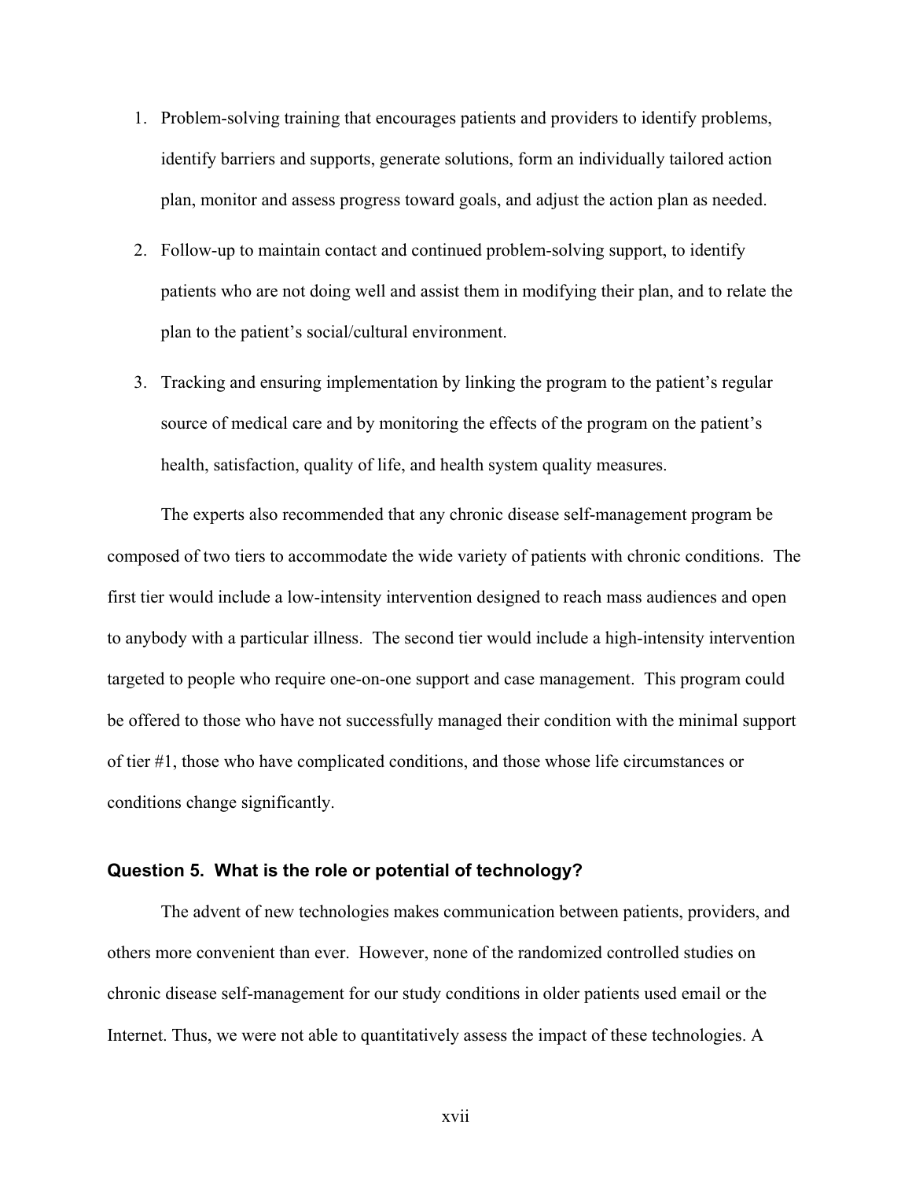1. Problem-solving training that encourages patients and providers to identify problems, identify barriers and supports, generate solutions, form an individually tailored action plan, monitor and assess progress toward goals, and adjust the action plan as needed.

2. Follow-up to maintain contact and continued problem-solving support, to identify patients who are not doing well and assist them in modifying their plan, and to relate the plan to the patient's social/cultural environment.

3. Tracking and ensuring implementation by linking the program to the patient's regular source of medical care and by monitoring the effects of the program on the patient's health, satisfaction, quality of life, and health system quality measures.

The experts also recommended that any chronic disease self-management program be composed of two tiers to accommodate the wide variety of patients with chronic conditions. The first tier would include a low-intensity intervention designed to reach mass audiences and open to anybody with a particular illness. The second tier would include a high-intensity intervention targeted to people who require one-on-one support and case management. This program could be offered to those who have not successfully managed their condition with the minimal support of tier #1, those who have complicated conditions, and those whose life circumstances or conditions change significantly.

### Question 5. What is the role or potential of technology?

The advent of new technologies makes communication between patients, providers, and others more convenient than ever. However, none of the randomized controlled studies on chronic disease self-management for our study conditions in older patients used email or the Internet. Thus, we were not able to quantitatively assess the impact of these technologies. A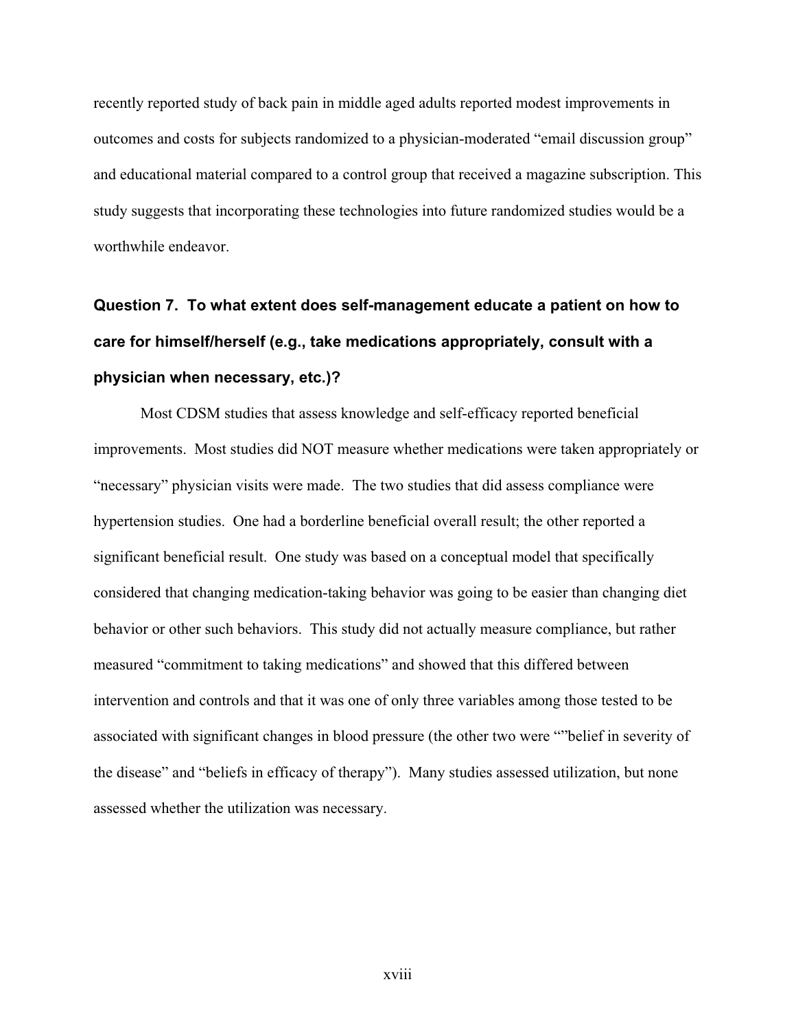recently reported study of back pain in middle aged adults reported modest improvements in outcomes and costs for subjects randomized to a physician-moderated "email discussion group" and educational material compared to a control group that received a magazine subscription. This study suggests that incorporating these technologies into future randomized studies would be a worthwhile endeavor.

### Question 7. To what extent does self-management educate a patient on how to care for himself/herself (e.g., take medications appropriately, consult with a physician when necessary, etc.)?

Most CDSM studies that assess knowledge and self-efficacy reported beneficial improvements. Most studies did NOT measure whether medications were taken appropriately or "necessary" physician visits were made. The two studies that did assess compliance were hypertension studies. One had a borderline beneficial overall result; the other reported a significant beneficial result. One study was based on a conceptual model that specifically considered that changing medication-taking behavior was going to be easier than changing diet behavior or other such behaviors. This study did not actually measure compliance, but rather measured "commitment to taking medications" and showed that this differed between intervention and controls and that it was one of only three variables among those tested to be associated with significant changes in blood pressure (the other two were ""belief in severity of the disease" and "beliefs in efficacy of therapy"). Many studies assessed utilization, but none assessed whether the utilization was necessary.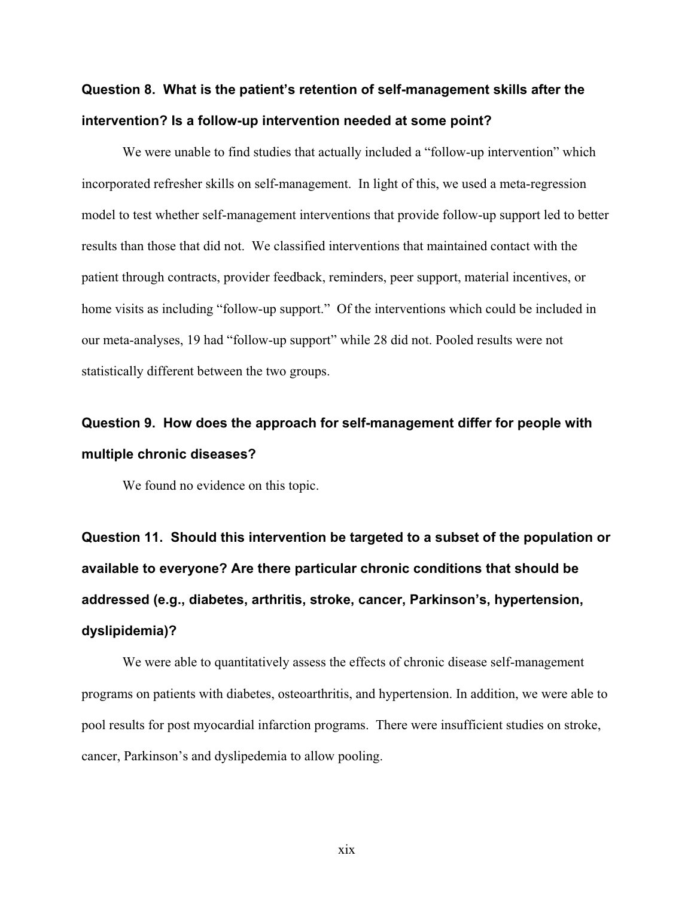### Question 8. What is the patient's retention of self-management skills after the intervention? Is a follow-up intervention needed at some point?

We were unable to find studies that actually included a "follow-up intervention" which incorporated refresher skills on self-management. In light of this, we used a meta-regression model to test whether self-management interventions that provide follow-up support led to better results than those that did not. We classified interventions that maintained contact with the patient through contracts, provider feedback, reminders, peer support, material incentives, or home visits as including "follow-up support." Of the interventions which could be included in our meta-analyses, 19 had "follow-up support" while 28 did not. Pooled results were not statistically different between the two groups.

### Question 9. How does the approach for self-management differ for people with multiple chronic diseases?

We found no evidence on this topic.

### Question 11. Should this intervention be targeted to a subset of the population or available to everyone? Are there particular chronic conditions that should be addressed (e.g., diabetes, arthritis, stroke, cancer, Parkinson's, hypertension, dyslipidemia)?

We were able to quantitatively assess the effects of chronic disease self-management programs on patients with diabetes, osteoarthritis, and hypertension. In addition, we were able to pool results for post myocardial infarction programs. There were insufficient studies on stroke, cancer, Parkinson's and dyslipedemia to allow pooling.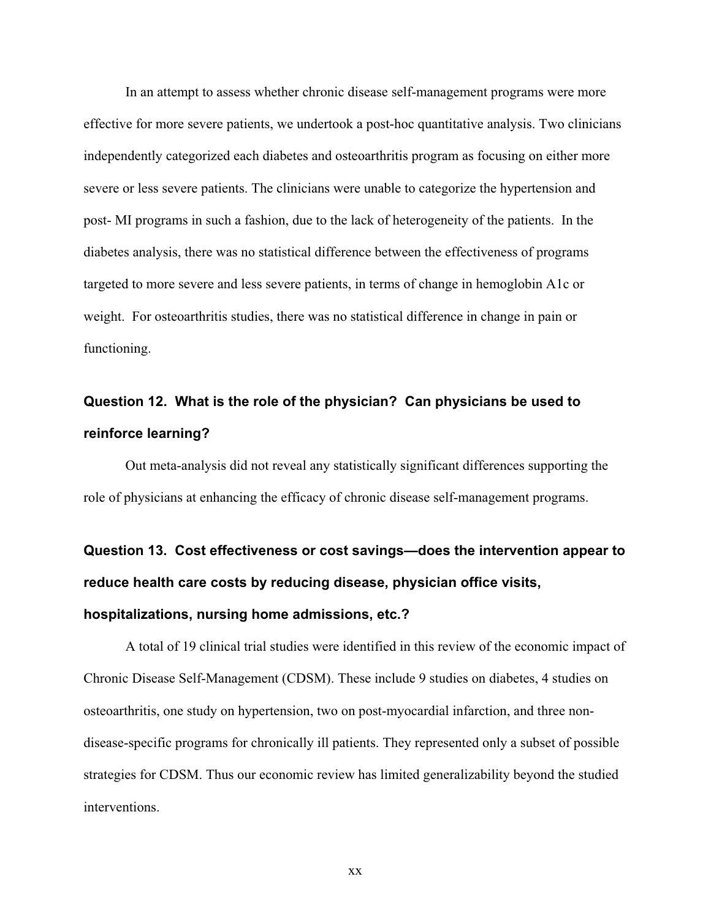In an attempt to assess whether chronic disease self-management programs were more effective for more severe patients, we undertook a post-hoc quantitative analysis. Two clinicians independently categorized each diabetes and osteoarthritis program as focusing on either more severe or less severe patients. The clinicians were unable to categorize the hypertension and post- MI programs in such a fashion, due to the lack of heterogeneity of the patients. In the diabetes analysis, there was no statistical difference between the effectiveness of programs targeted to more severe and less severe patients, in terms of change in hemoglobin A1c or weight. For osteoarthritis studies, there was no statistical difference in change in pain or functioning.

### Question 12. What is the role of the physician? Can physicians be used to reinforce learning?

Out meta-analysis did not reveal any statistically significant differences supporting the role of physicians at enhancing the efficacy of chronic disease self-management programs.

### Question 13. Cost effectiveness or cost savings—does the intervention appear to reduce health care costs by reducing disease, physician office visits, hospitalizations, nursing home admissions, etc.?

A total of 19 clinical trial studies were identified in this review of the economic impact of Chronic Disease Self-Management (CDSM). These include 9 studies on diabetes, 4 studies on osteoarthritis, one study on hypertension, two on post-myocardial infarction, and three non-disease-specific programs for chronically ill patients. They represented only a subset of possible strategies for CDSM. Thus our economic review has limited generalizability beyond the studied interventions.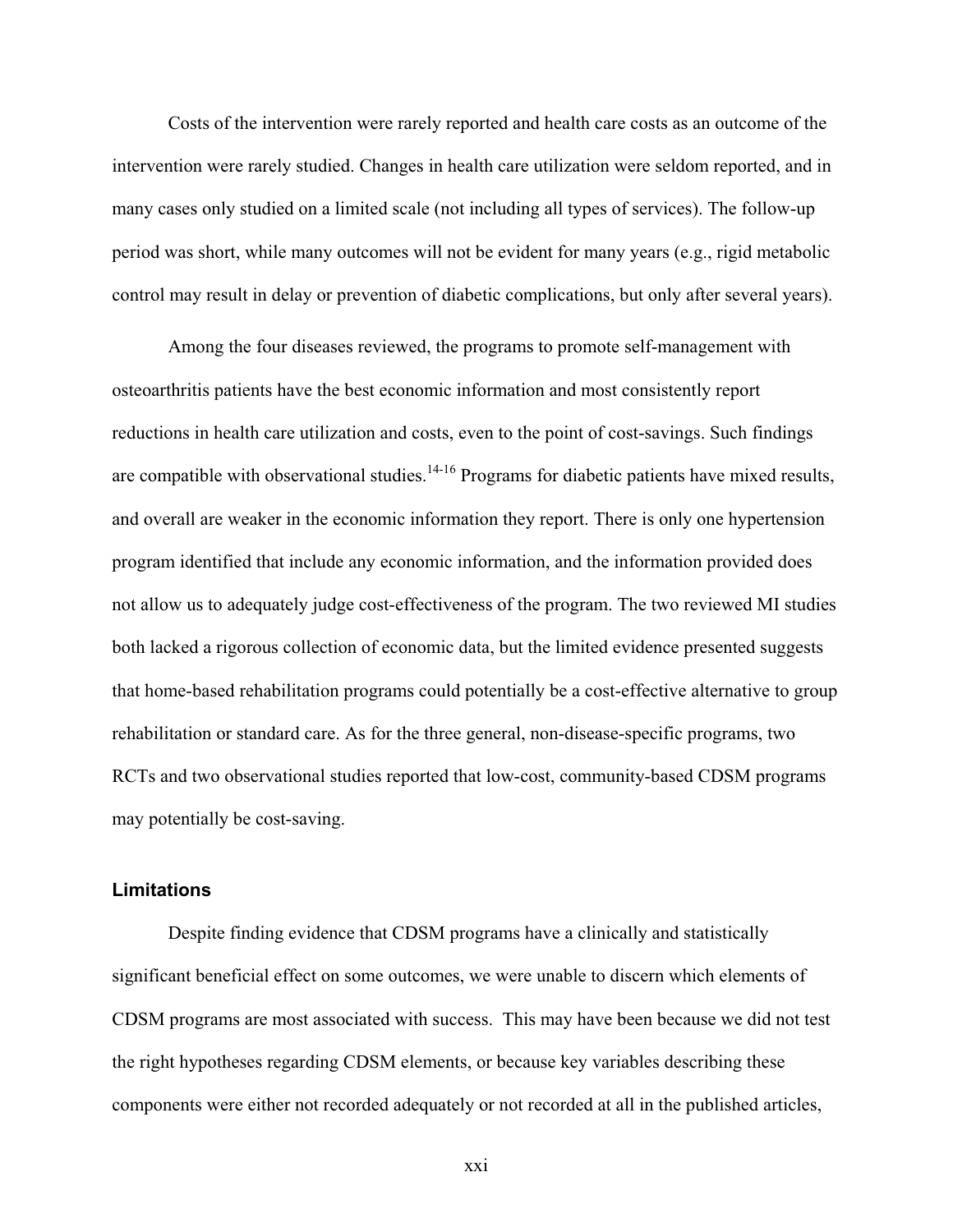Costs of the intervention were rarely reported and health care costs as an outcome of the intervention were rarely studied. Changes in health care utilization were seldom reported, and in many cases only studied on a limited scale (not including all types of services). The follow-up period was short, while many outcomes will not be evident for many years (e.g., rigid metabolic control may result in delay or prevention of diabetic complications, but only after several years).

Among the four diseases reviewed, the programs to promote self-management with osteoarthritis patients have the best economic information and most consistently report reductions in health care utilization and costs, even to the point of cost-savings. Such findings are compatible with observational studies.[14-16] Programs for diabetic patients have mixed results, and overall are weaker in the economic information they report. There is only one hypertension program identified that include any economic information, and the information provided does not allow us to adequately judge cost-effectiveness of the program. The two reviewed MI studies both lacked a rigorous collection of economic data, but the limited evidence presented suggests that home-based rehabilitation programs could potentially be a cost-effective alternative to group rehabilitation or standard care. As for the three general, non-disease-specific programs, two RCTs and two observational studies reported that low-cost, community-based CDSM programs may potentially be cost-saving.

### Limitations

Despite finding evidence that CDSM programs have a clinically and statistically significant beneficial effect on some outcomes, we were unable to discern which elements of CDSM programs are most associated with success. This may have been because we did not test the right hypotheses regarding CDSM elements, or because key variables describing these components were either not recorded adequately or not recorded at all in the published articles,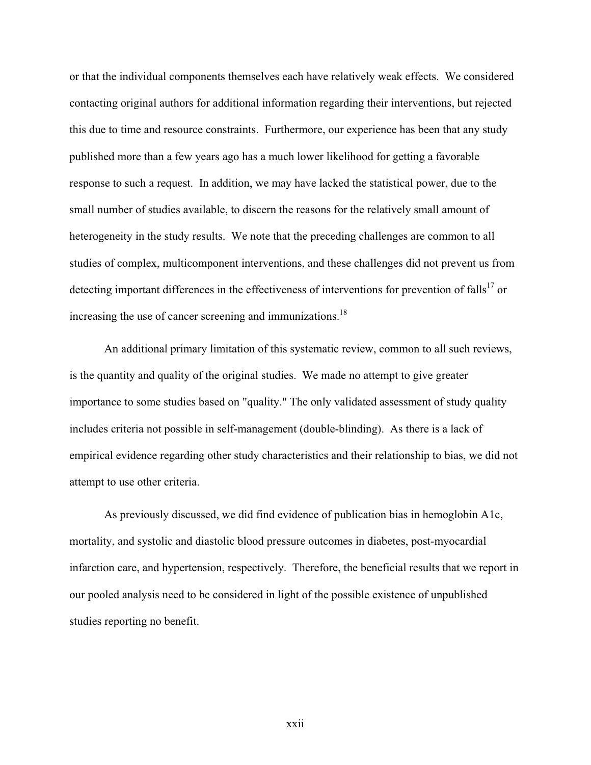or that the individual components themselves each have relatively weak effects. We considered contacting original authors for additional information regarding their interventions, but rejected this due to time and resource constraints. Furthermore, our experience has been that any study published more than a few years ago has a much lower likelihood for getting a favorable response to such a request. In addition, we may have lacked the statistical power, due to the small number of studies available, to discern the reasons for the relatively small amount of heterogeneity in the study results. We note that the preceding challenges are common to all studies of complex, multicomponent interventions, and these challenges did not prevent us from detecting important differences in the effectiveness of interventions for prevention of falls[17] or increasing the use of cancer screening and immunizations.[18]

An additional primary limitation of this systematic review, common to all such reviews, is the quantity and quality of the original studies. We made no attempt to give greater importance to some studies based on "quality." The only validated assessment of study quality includes criteria not possible in self-management (double-blinding). As there is a lack of empirical evidence regarding other study characteristics and their relationship to bias, we did not attempt to use other criteria.

As previously discussed, we did find evidence of publication bias in hemoglobin A1c, mortality, and systolic and diastolic blood pressure outcomes in diabetes, post-myocardial infarction care, and hypertension, respectively. Therefore, the beneficial results that we report in our pooled analysis need to be considered in light of the possible existence of unpublished studies reporting no benefit.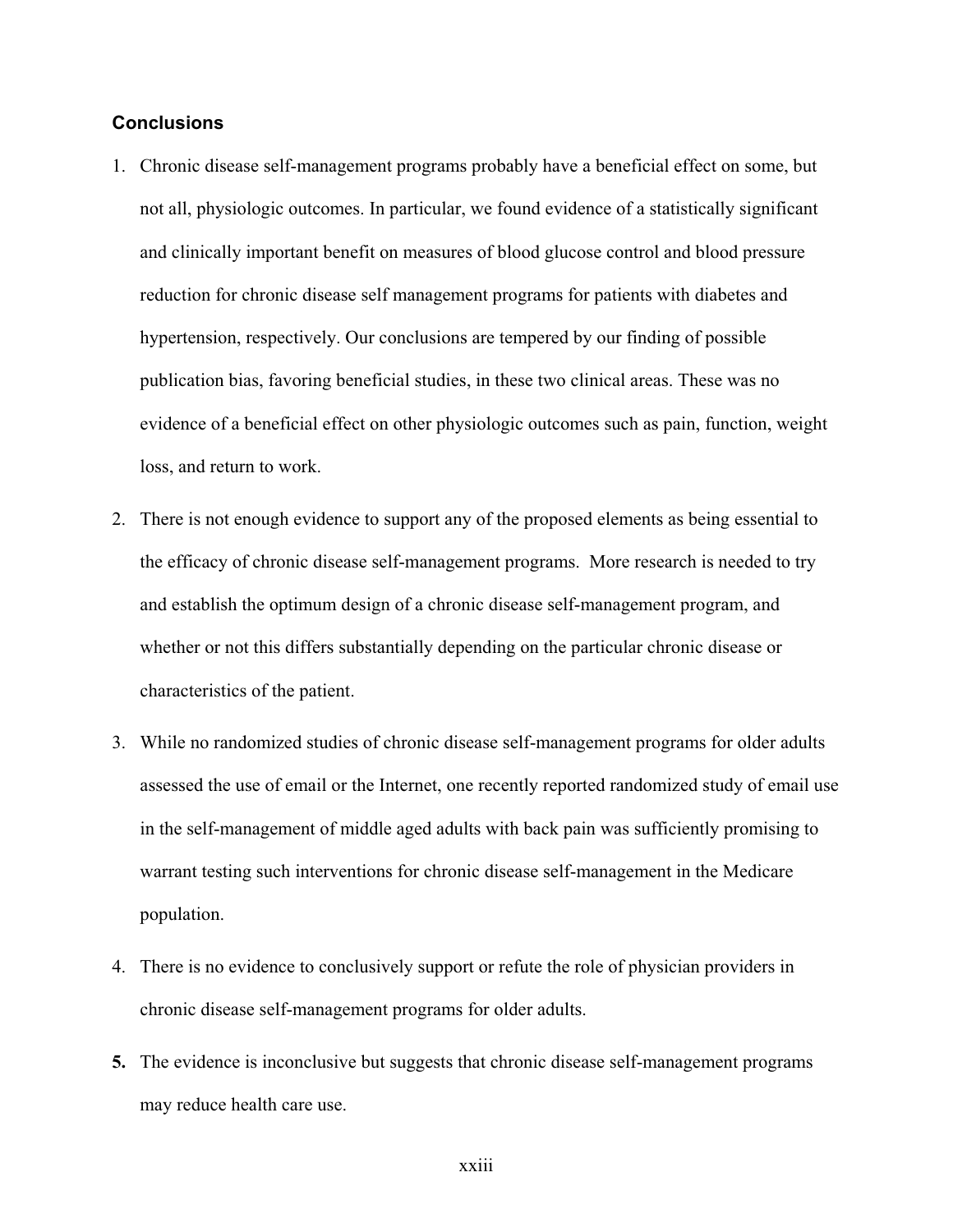## Conclusions

1. Chronic disease self-management programs probably have a beneficial effect on some, but not all, physiologic outcomes. In particular, we found evidence of a statistically significant and clinically important benefit on measures of blood glucose control and blood pressure reduction for chronic disease self management programs for patients with diabetes and hypertension, respectively. Our conclusions are tempered by our finding of possible publication bias, favoring beneficial studies, in these two clinical areas. These was no evidence of a beneficial effect on other physiologic outcomes such as pain, function, weight loss, and return to work.

2. There is not enough evidence to support any of the proposed elements as being essential to the efficacy of chronic disease self-management programs. More research is needed to try and establish the optimum design of a chronic disease self-management program, and whether or not this differs substantially depending on the particular chronic disease or characteristics of the patient.

3. While no randomized studies of chronic disease self-management programs for older adults assessed the use of email or the Internet, one recently reported randomized study of email use in the self-management of middle aged adults with back pain was sufficiently promising to warrant testing such interventions for chronic disease self-management in the Medicare population.

4. There is no evidence to conclusively support or refute the role of physician providers in chronic disease self-management programs for older adults.

**5.** The evidence is inconclusive but suggests that chronic disease self-management programs may reduce health care use.